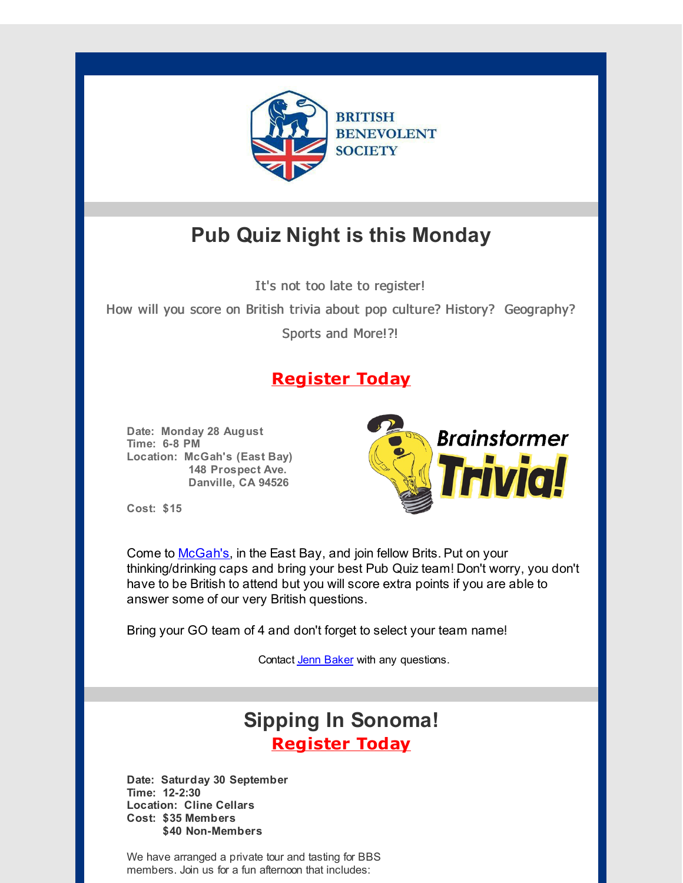# Pub Quiz Night is this Monday

It's not too late to register!

How will you score on British trivia about pop culture? History? Geography? Sports and More!?!

## Register Today

**Date: Monday 28 August**
**Time: 6-8 PM**
**Location: McGah's (East Bay)**
**148 Prospect Ave.**
**Danville, CA 94526**

**Cost: $15**

Come to McGah's, in the East Bay, and join fellow Brits. Put on your thinking/drinking caps and bring your best Pub Quiz team! Don't worry, you don't have to be British to attend but you will score extra points if you are able to answer some of our very British questions.

Bring your GO team of 4 and don't forget to select your team name!

Contact Jenn Baker with any questions.

# Sipping In Sonoma!

## Register Today

**Date: Saturday 30 September**
**Time: 12-2:30**
**Location: Cline Cellars**
**Cost: $35 Members**
**$40 Non-Members**

We have arranged a private tour and tasting for BBS members. Join us for a fun afternoon that includes: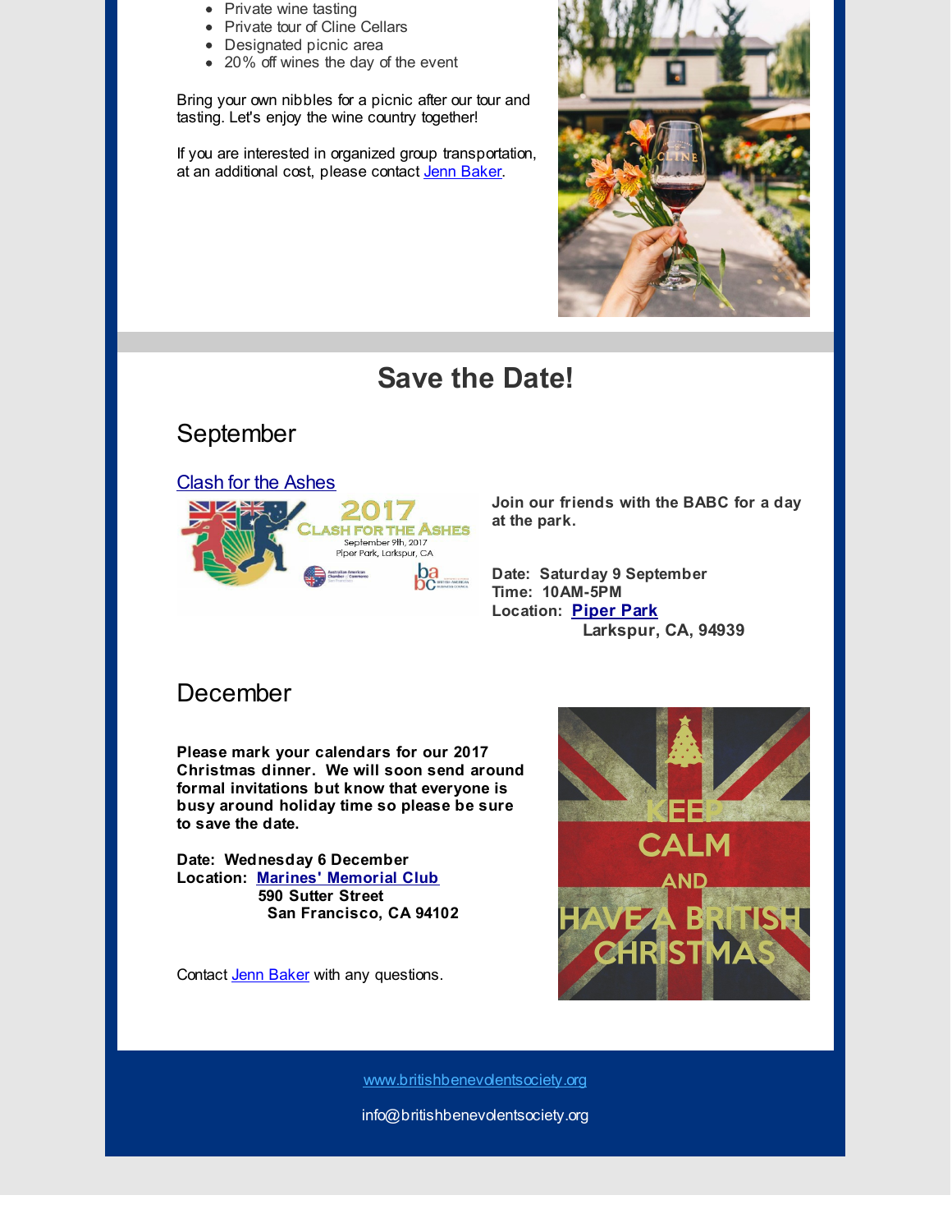- Private wine tasting
- Private tour of Cline Cellars
- Designated picnic area
- 20% off wines the day of the event

Bring your own nibbles for a picnic after our tour and tasting. Let's enjoy the wine country together!

If you are interested in organized group transportation, at an additional cost, please contact Jenn Baker.

# Save the Date!

## September

### Clash for the Ashes

**Join our friends with the BABC for a day at the park.**

**Date: Saturday 9 September**
**Time: 10AM-5PM**
**Location: Piper Park**
**Larkspur, CA, 94939**

## December

**Please mark your calendars for our 2017 Christmas dinner. We will soon send around formal invitations but know that everyone is busy around holiday time so please be sure to save the date.**

**Date: Wednesday 6 December**
**Location: Marines' Memorial Club**
**590 Sutter Street**
**San Francisco, CA 94102**

Contact Jenn Baker with any questions.

www.britishbenevolentsociety.org

info@britishbenevolentsociety.org